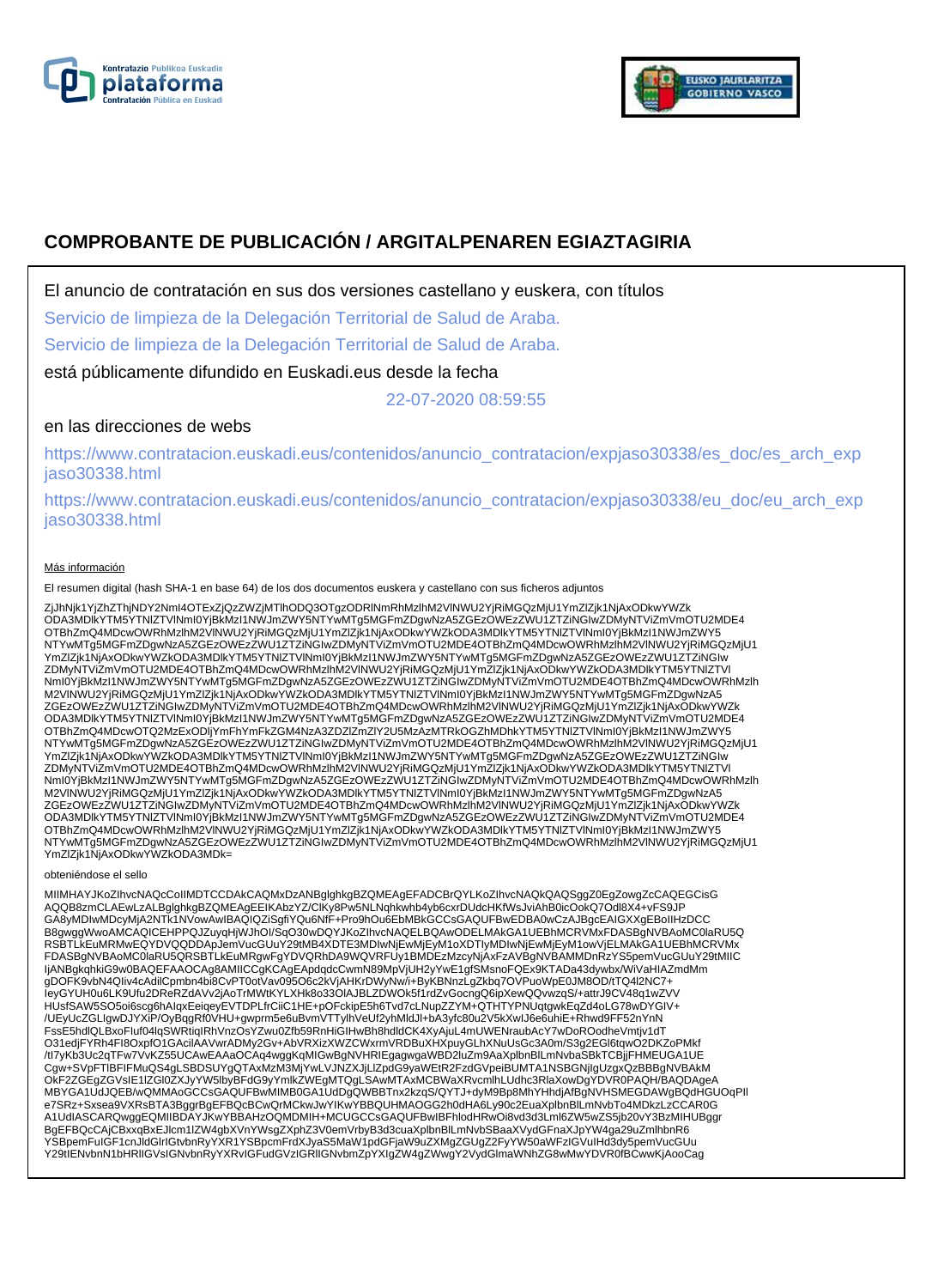# COMPROBANTE DE PUBLICACIÓN / ARGITALPENAREN EGIAZTAGIRIA

El anuncio de contratación en sus dos versiones castellano y euskera, con títulos

Servicio de limpieza de la Delegación Territorial de Salud de Araba.

Servicio de limpieza de la Delegación Territorial de Salud de Araba.

está públicamente difundido en Euskadi.eus desde la fecha

22-07-2020 08:59:55

en las direcciones de webs

https://www.contratacion.euskadi.eus/contenidos/anuncio_contratacion/expjaso30338/es_doc/es_arch_expjaso30338.html

https://www.contratacion.euskadi.eus/contenidos/anuncio_contratacion/expjaso30338/eu_doc/eu_arch_expjaso30338.html

Más información

El resumen digital (hash SHA-1 en base 64) de los dos documentos euskera y castellano con sus ficheros adjuntos

ZjJhNjk1YjZhZThjNDY2NmI4OTExZjQzZWZjMTlhODQ3OTgzODRlNmRhMzlhM2VlNWU2YjRiMGQzMjU1YmZlZjk1NjAxODkwYWZkODA3MDlkYTM5YTNlZTVlNmI0YjBkMzI1NWJmZWY5NTYwMTg5MGFmZDgwNzA5ZGEzOWEzZWU1ZTZiNGIwZDMyNTViZmVmOTU2MDE4OTBhZmQ4MDcwOWRhMzlhM2VlNWU2YjRiMGQzMjU1YmZlZjk1NjAxODkwYWZkODA3MDlkYTM5YTNlZTVlNmI0YjBkMzI1NWJmZWY5NTYwMTg5MGFmZDgwNzA5ZGEzOWEzZWU1ZTZiNGIwZDMyNTViZmVmOTU2MDE4OTBhZmQ4MDcwOWRhMzlhM2VlNWU2YjRiMGQzMjU1YmZlZjk1NjAxODkwYWZkODA3MDlkYTM5YTNlZTVlNmI0YjBkMzI1NWJmZWY5NTYwMTg5MGFmZDgwNzA5ZGEzOWEzZWU1ZTZiNGIwZDMyNTViZmVmOTU2MDE4OTBhZmQ4MDcwOWRhMzlhM2VlNWU2YjRiMGQzMjU1YmZlZjk1NjAxODkwYWZkODA3MDlkYTM5YTNlZTVlNmI0YjBkMzI1NWJmZWY5NTYwMTg5MGFmZDgwNzA5ZGEzOWEzZWU1ZTZiNGIwZDMyNTViZmVmOTU2MDE4OTBhZmQ4MDcwOWRhMzlhM2VlNWU2YjRiMGQzMjU1YmZlZjk1NjAxODkwYWZkODA3MDlkYTM5YTNlZTVlNmI0YjBkMzI1NWJmZWY5NTYwMTg5MGFmZDgwNzA5ZGEzOWEzZWU1ZTZiNGIwZDMyNTViZmVmOTU2MDE4OTBhZmQ4MDcwOTQ2MzExODljYmFhYmFkZGM4NzA3ZDZlZmZlY2U5MzAzMTRkOGZhMDhkYTM5YTNlZTVlNmI0YjBkMzI1NWJmZWY5NTYwMTg5MGFmZDgwNzA5ZGEzOWEzZWU1ZTZiNGIwZDMyNTViZmVmOTU2MDE4OTBhZmQ4MDcwOWRhMzlhM2VlNWU2YjRiMGQzMjU1YmZlZjk1NjAxODkwYWZkODA3MDlkYTM5YTNlZTVlNmI0YjBkMzI1NWJmZWY5NTYwMTg5MGFmZDgwNzA5ZGEzOWEzZWU1ZTZiNGIwZDMyNTViZmVmOTU2MDE4OTBhZmQ4MDcwOWRhMzlhM2VlNWU2YjRiMGQzMjU1YmZlZjk1NjAxODkwYWZkODA3MDlkYTM5YTNlZTVlNmI0YjBkMzI1NWJmZWY5NTYwMTg5MGFmZDgwNzA5ZGEzOWEzZWU1ZTZiNGIwZDMyNTViZmVmOTU2MDE4OTBhZmQ4MDcwOWRhMzlhM2VlNWU2YjRiMGQzMjU1YmZlZjk1NjAxODkwYWZkODA3MDlkYTM5YTNlZTVlNmI0YjBkMzI1NWJmZWY5NTYwMTg5MGFmZDgwNzA5ZGEzOWEzZWU1ZTZiNGIwZDMyNTViZmVmOTU2MDE4OTBhZmQ4MDcwOWRhMzlhM2VlNWU2YjRiMGQzMjU1YmZlZjk1NjAxODkwYWZkODA3MDlkYTM5YTNlZTVlNmI0YjBkMzI1NWJmZWY5NTYwMTg5MGFmZDgwNzA5ZGEzOWEzZWU1ZTZiNGIwZDMyNTViZmVmOTU2MDE4OTBhZmQ4MDcwOWRhMzlhM2VlNWU2YjRiMGQzMjU1YmZlZjk1NjAxODkwYWZkODA3MDk=

obteniéndose el sello

MIIMHAYJKoZIhvcNAQcCoIIMDTCCDAkCAQMxDzANBglghkgBZQMEAgEFADCBrQYLKoZIhvcNAQkQAQSggZ0EgZowgZcCAQEGCisGAQQB8zmCLAEwLzALBglghkgBZQMEAgEEIKAbzYZ/ClKy8Pw5NLNqhkwhb4yb6cxrDUdcHKfWsJviAhB0icOokQ7Odl8X4+vFS9JPGA8yMDIwMDcyMjA2NTk1NVowAwIBAQIQZiSgfiYQu6NfF+Pro9hOu6EbMBkGCCsGAQUFBwEDBA0wCzAJBgcEAIGXXgEBoIIHzDCCB8gwggWwoAMCAQICEHPPQJZuyqHjWJhOI/SqO30wDQYJKoZIhvcNAQELBQAwODELMAkGA1UEBhMCRVMxFDASBgNVBAoMC0laRU5QRSBTLkEuMRMwEQYDVQQDDApJemVucGUuY29tMB4XDTE3MDIwNjEwMjEyM1oXDTIyMDIwNjEwMjEyM1owVjELMAkGA1UEBhMCRVMxFDASBgNVBAoMC0laRU5QRSBTLkEuMRgwFgYDVQRhDA9WQVRFUy1BMDEzMzcyNjAxFzAVBgNVBAMMDnRzYS5pemVucGUuY29tMIICIjANBgkqhkiG9w0BAQEFAAOCAg8AMIICCgKCAgEApdqdcCwmN89MpVjUH2yYwE1gfSMsnoFQEx9KTADa43dywbx/WiVaHIAZmdMmgDOFK9vbN4Qiiv4cAdilCpmbn4bi8CvPT0otVav095O6c2kVjAHKrDWyNw/i+ByKBNnzLgZkbq7OVPuoWpE0JM8OD/tTQ4l2NC7+leyGYUH0u6LK9Ufu2DReRZdAVv2jAoTrMWtKYLXHk8o33OlAJBLZDWOk5f1rdZvGocngQ6ipXewQQvwzqS/+attrJ9CV48q1wZVVHUsfSAW5SO5oi6scg6hAlqxEeiqeyEVTDPLfrCiiC1HE+pOFckipE5h6Tvd7cLNupZZYM+QTHTYPNUqtgwkEqZd4oLG78wDYGIV+/UEyUcZGLIgwDJYXiP/OyBqgRf0VHU+gwprm5e6uBvmVTTylhVeUf2yhMldJl+bA3yfc80u2V5kXwlJ6e6uhiE+Rhwd9FF52nYnNFssE5hdlQLBxoFIuf04lqSWRtiqIRhVnzOsYZwu0Zfb59RnHiGIHwBh8hdldCK4XyAjuL4mUWENraubAcY7wDoROodheVmtjv1dTO31edjFYRh4FI8OxpfO1GAcilAAVwrADMy2Gv+AbVRXizXWZCWxrmVRDBuXHXpuyGLhXNuUsGc3A0m/S3g2EGl6tqwO2DKZoPMkf/tI7yKb3Uc2qTFw7VvKZ55UCAwEAAaOCAq4wggKqMIGwBgNVHRIEgagwgaWBD2luZm9AaXplbnBlLmNvbaSBkTCBjjFHMEUGA1UECgw+SVpFTlBFIFMuQS4gLSBDSUYgQTAxMzM3MjYwLVJNZXJjLlZpdG9yaWEtR2FzdGVpeiBUMTA1NSBGNjIgUzgxQzBBBgNVBAkMOkF2ZGEgZGVsIE1lZGl0ZXJyYW5lbyBFdG9yYmlkZWEgMTQgLSAwMTAxMCBWaXRvcmlhLUdhc3RlaXowDgYDVR0PAQH/BAQDAgeAMBYGA1UdJQEB/wQMMAoGCCsGAQUFBwMIMB0GA1UdDgQWBBTnx2kzqS/QYTJ+dyM9Bp8MhYHhdjAfBgNVHSMEGDAWgBQdHGUOqPIIe7SRz+Sxsea9VXRsBTA3BggrBgEFBQcBCwQrMCkwJwYIKwYBBQUHMAOGG2h0dHA6Ly90c2EuaXplbnBlLmNvbTo4MDkzLzCCAR0GA1UdIASCARQwggEQMIIBDAYJKwYBBAHzOQMDMIH+MCUGCCsGAQUFBwIBFhlodHRwOi8vd3d3Lml6ZW5wZS5jb20vY3BzMIHUBggrBgEFBQcCAjCBxxqBxEJlcm1lZW4gbXVnYWsgZXphZ3V0emVrbyB3d3cuaXplbnBlLmNvbSBaaXVydGFnaXJpYW4gaW4gaXRzaWduR6YSBpemFuIGF1cnJldGlrIGtvbnRyYXR1YSBpcmFrdXJyaS5MaW1pdGFjaW9uZXMgZGUgZ2FyYW50aWFzIGVuIHd3dy5pemVucGUuY29tIENvbnN1bHRlIGVsIGNvbnRyYXRvIGFudGVzIGRlIGNvbmZpYXIgZW4gZWwgY2VydGlmaWNhZG8wMwYDVR0fBCwwKjAooCag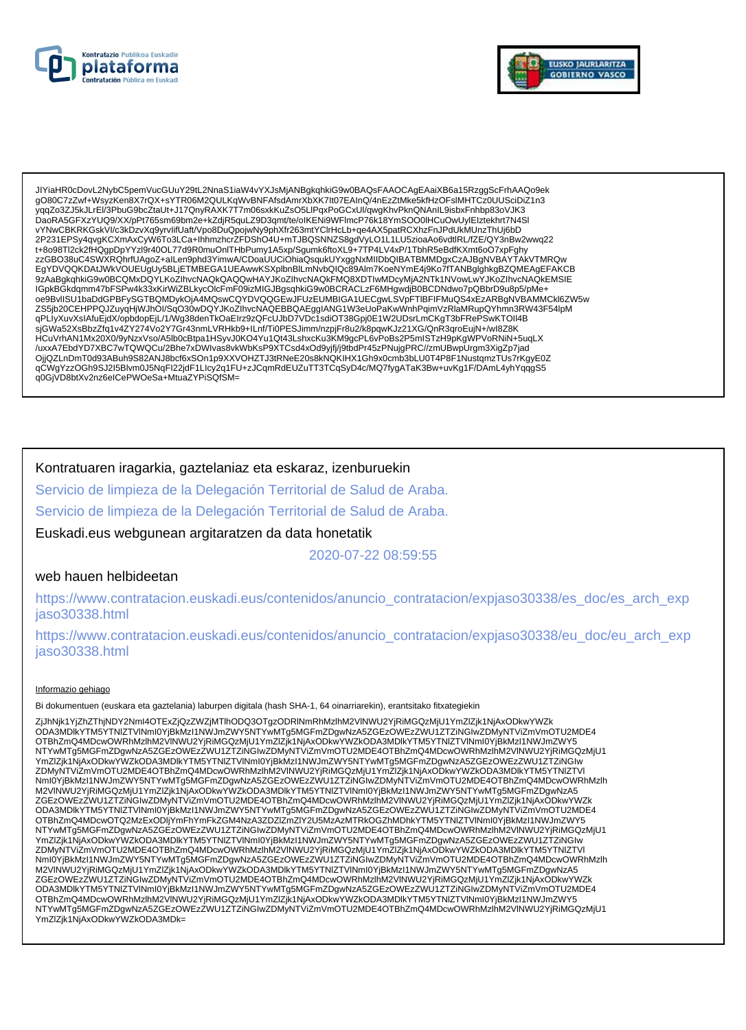JIYiaHR0cDovL2NybC5pemVucGUuY29tL2NnaS1iaW4vYXJsMjANBgkqhkiG9w0BAQsFAAOCAgEAaiXB6a15RzggScFrhAAQo9ek
gO80C7zZwf+WsyzKen8X7rQX+sYTR06M2QULKqWvBNFAfsdAmrXbXK7lt07EAInQ/4nEzZtMke5kfHzOFslMHTCz0UUSciDiZ1n3
yqqZo3ZJ5kJLrEl/3PbuG9bcZtaUt+J17QnyRAXK7T7m06sxkKuZsO5LlPqxPoGCxUl/qwgKhvPknQNAnIL9isbxFnhbp83oVJK3
DaoRA5GFXzYUQ9/XX/pPt765sm69bm2e+kZdjR5quLZ9D3qmt/te/oIKENi9WFlmcP76k18YmSOO0lHCuOwUylEIztekhrt7N4Sl
vYNwCBKRKGskVI/c3kDzvXq9yrvlifUaft/Vpo8DuQpojwNy9phXfr263mtYClrHcLb+qe4AX5patRCXhzFnJPdUkMUnzThUj6bD
2P231EPSy4qvgKCXmAxCyW6To3LCa+IhhmzhcrZFDShO4U+mTJBQSNNZS8gdVyLO1L1LU5zioaAo6vdtlRL/fZE/QY3nBw2wwq22
t+8o98Tl2ck2fHQgpDpYYzl9r40OL77d9R0muOnlTHbPumy1A5xp/Sgumk6ftoXL9+7TP4LV4xP/1TbhR5eBdfKXmt6oO7xpFghy
zzGBO38uC4SWXRQhrfUAgoZ+aILen9phd3YimwA/CDoaUUCiOhiaQsqukUYxggNxMIIDbQIBATBMMDgxCzAJBgNVBAYTAkVTMRQw
EgYDVQQKDAtJWkVOUEUgUy5BLjETMBEGA1UEAwwKSXplbnBlLmNvbQIQc89Alm7KoeNYmE4j9Ko7fTANBglghkgBZQMEAgEFAKCB
9zAaBgkqhkiG9w0BCQMxDQYLKoZIhvcNAQkQAQQwHAYJKoZIhvcNAQkFMQ8XDTIwMDcyMjA2NTk1NVowLwYJKoZIhvcNAQkEMSIE
IGpkBGkdqmm47bFSPw4k33xKirWiZBLkycOlcFmF09izMIGJBgsqhkiG9w0BCRACLzF6MHgwdjB0BCDNdwo7pQBbrD9u8p5/pMe+
oe9BvllSU1baDdGPBFySGTBQMDykOjA4MQswCQYDVQQGEwJFUzEUMBIGA1UECgwLSVpFTlBFIFMuQS4xEzARBgNVBAMMCkl6ZW5w
ZS5jb20CEHPPQJZuyqHjWJhOI/SqO30wDQYJKoZIhvcNAQEBBQAEggIANG1W3eUoPaKwWnhPqimVzRlaMRupQYhmn3RW43F54lpM
qPLIyXuvXsIAfuEjdX/opbdopEjL/1/Wg38denTkOaEIrz9zQFcUJbD7VDc1sdiOT38Gpj0E1W2UDsrLmCKgT3bFRePSwKTOIl4B
sjGWa52XsBbzZfq1v4ZY274Vo2Y7Gr43nmLVRHkb9+ILnf/Ti0PESJimm/nzpjFr8u2/k8pqwKJz21XG/QnR3qroEujN+/wI8Z8K
HCuVrhAN1Mx20X0/9yNzxVso/A5lb0cBtpa1HSyvJ0KO4Yu1Qt43LshxcKu3KM9gcPL6vPoBs2P5mISTzH9pKgWPVoRNiN+5uqLX
/uxxA7EbdYD7XBC7wTQWQCu/2Bhe7xDWIvas8vkWbKsP9XTCsd4xOd9yjfj/j9tbdPr45zPNujgPRC//zmUBwpUrgm3XigZp7jad
OjjQZLnDmT0d93ABuh9S82ANJ8bcf6xSOn1p9XXVOHZTJ3tRNeE20s8kNQKIHX1Gh9x0cmb3bLU0T4P8F1NustqmzTUs7rKgyE0Z
qCWgYzzOGh9SJ2I5Blvm0J5NqFI22jdF1LIcy2q1FU+zJCqmRdEUZuTT3TCqSyD4c/MQ7fygATaK3Bw+uvKg1F/DAmL4yhYqqgS5
q0GjVD8btXv2nz6eICePWOeSa+MtuaZYPiSQfSM=

Kontratuaren iragarkia, gaztelaniaz eta eskaraz, izenburuekin

Servicio de limpieza de la Delegación Territorial de Salud de Araba.

Servicio de limpieza de la Delegación Territorial de Salud de Araba.

Euskadi.eus webgunean argitaratzen da data honetatik

2020-07-22 08:59:55

web hauen helbideetan

https://www.contratacion.euskadi.eus/contenidos/anuncio_contratacion/expjaso30338/es_doc/es_arch_expjaso30338.html

https://www.contratacion.euskadi.eus/contenidos/anuncio_contratacion/expjaso30338/eu_doc/eu_arch_expjaso30338.html

Informazio gehiago

Bi dokumentuen (euskara eta gaztelania) laburpen digitala (hash SHA-1, 64 oinarriarekin), erantsitako fitxategiekin

ZjJhNjk1YjZhZThjNDY2NmI4OTExZjQzZWZjMTlhODQ3OTgzODRlNmRhMzlhM2VlNWU2YjRiMGQzMjU1YmZlZjk1NjAxODkwYWZk
ODA3MDlkYTM5YTNlZTVlNmI0YjBkMzI1NWJmZWY5NTYwMTg5MGFmZDgwNzA5ZGEzOWEzZWU1ZTZiNGIwZDMyNTViZmVmOTU2MDE4
OTBhZmQ4MDcwOWRhMzlhM2VlNWU2YjRiMGQzMjU1YmZlZjk1NjAxODkwYWZkODA3MDlkYTM5YTNlZTVlNmI0YjBkMzI1NWJmZWY5
NTYwMTg5MGFmZDgwNzA5ZGEzOWEzZWU1ZTZiNGIwZDMyNTViZmVmOTU2MDE4OTBhZmQ4MDcwOWRhMzlhM2VlNWU2YjRiMGQzMjU1
YmZlZjk1NjAxODkwYWZkODA3MDlkYTM5YTNlZTVlNmI0YjBkMzI1NWJmZWY5NTYwMTg5MGFmZDgwNzA5ZGEzOWEzZWU1ZTZiNGIw
ZDMyNTViZmVmOTU2MDE4OTBhZmQ4MDcwOWRhMzlhM2VlNWU2YjRiMGQzMjU1YmZlZjk1NjAxODkwYWZkODA3MDlkYTM5YTNlZTVl
NmI0YjBkMzI1NWJmZWY5NTYwMTg5MGFmZDgwNzA5ZGEzOWEzZWU1ZTZiNGIwZDMyNTViZmVmOTU2MDE4OTBhZmQ4MDcwOWRhMzlh
M2VlNWU2YjRiMGQzMjU1YmZlZjk1NjAxODkwYWZkODA3MDlkYTM5YTNlZTVlNmI0YjBkMzI1NWJmZWY5NTYwMTg5MGFmZDgwNzA5
ZGEzOWEzZWU1ZTZiNGIwZDMyNTViZmVmOTU2MDE4OTBhZmQ4MDcwOWRhMzlhM2VlNWU2YjRiMGQzMjU1YmZlZjk1NjAxODkwYWZk
ODA3MDlkYTM5YTNlZTVlNmI0YjBkMzI1NWJmZWY5NTYwMTg5MGFmZDgwNzA5ZGEzOWEzZWU1ZTZiNGIwZDMyNTViZmVmOTU2MDE4
OTBhZmQ4MDcwOTQ2MzExODljYmFhYmFkZGM4NzA3ZDZlZmZlY2U5MzAzMTRkOGZhMDhkYTM5YTNlZTVlNmI0YjBkMzI1NWJmZWY5
NTYwMTg5MGFmZDgwNzA5ZGEzOWEzZWU1ZTZiNGIwZDMyNTViZmVmOTU2MDE4OTBhZmQ4MDcwOWRhMzlhM2VlNWU2YjRiMGQzMjU1
YmZlZjk1NjAxODkwYWZkODA3MDlkYTM5YTNlZTVlNmI0YjBkMzI1NWJmZWY5NTYwMTg5MGFmZDgwNzA5ZGEzOWEzZWU1ZTZiNGIw
ZDMyNTViZmVmOTU2MDE4OTBhZmQ4MDcwOWRhMzlhM2VlNWU2YjRiMGQzMjU1YmZlZjk1NjAxODkwYWZkODA3MDlkYTM5YTNlZTVl
NmI0YjBkMzI1NWJmZWY5NTYwMTg5MGFmZDgwNzA5ZGEzOWEzZWU1ZTZiNGIwZDMyNTViZmVmOTU2MDE4OTBhZmQ4MDcwOWRhMzlh
M2VlNWU2YjRiMGQzMjU1YmZlZjk1NjAxODkwYWZkODA3MDlkYTM5YTNlZTVlNmI0YjBkMzI1NWJmZWY5NTYwMTg5MGFmZDgwNzA5
ZGEzOWEzZWU1ZTZiNGIwZDMyNTViZmVmOTU2MDE4OTBhZmQ4MDcwOWRhMzlhM2VlNWU2YjRiMGQzMjU1YmZlZjk1NjAxODkwYWZk
ODA3MDlkYTM5YTNlZTVlNmI0YjBkMzI1NWJmZWY5NTYwMTg5MGFmZDgwNzA5ZGEzOWEzZWU1ZTZiNGIwZDMyNTViZmVmOTU2MDE4
OTBhZmQ4MDcwOWRhMzlhM2VlNWU2YjRiMGQzMjU1YmZlZjk1NjAxODkwYWZkODA3MDlkYTM5YTNlZTVlNmI0YjBkMzI1NWJmZWY5
NTYwMTg5MGFmZDgwNzA5ZGEzOWEzZWU1ZTZiNGIwZDMyNTViZmVmOTU2MDE4OTBhZmQ4MDcwOWRhMzlhM2VlNWU2YjRiMGQzMjU1
YmZlZjk1NjAxODkwYWZkODA3MDk=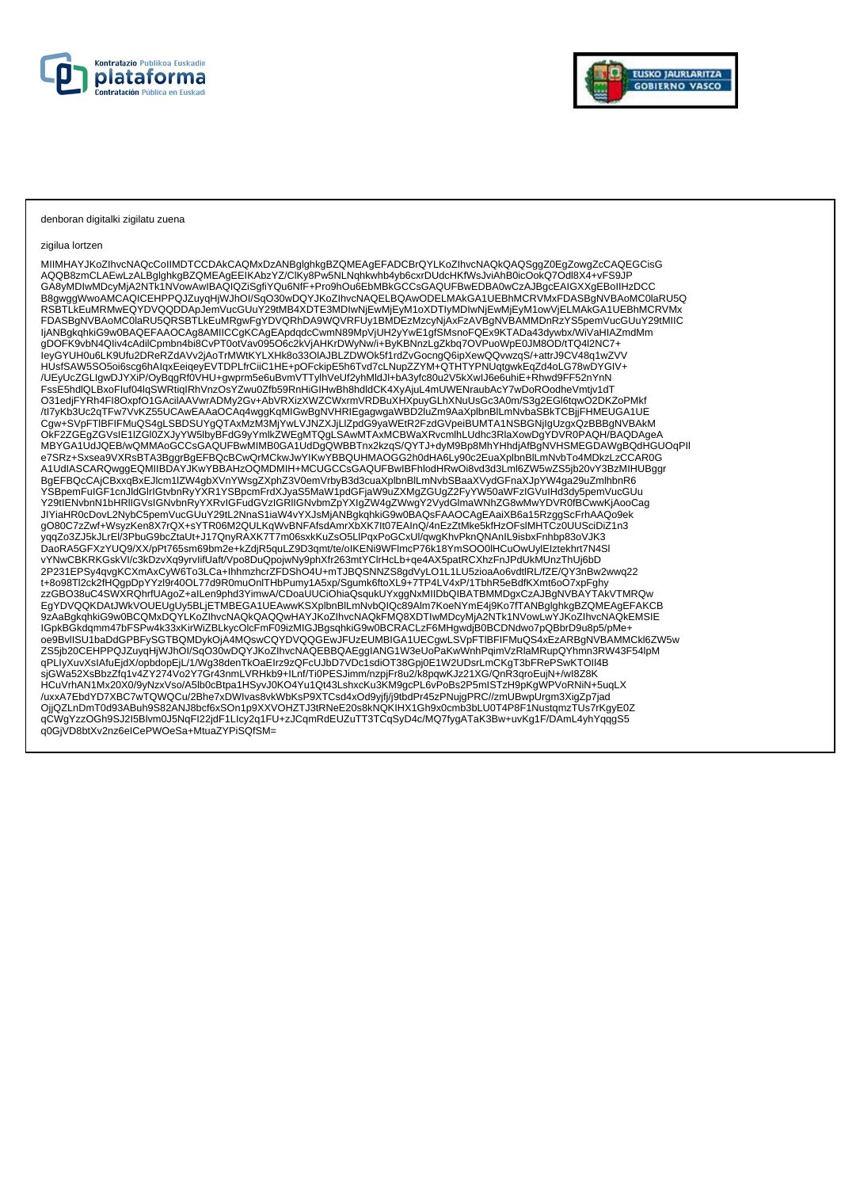denboran digitalki zigilatu zuena

zigilua lortzen

MIIMHAYJKoZIhvcNAQcCoIIMDTCCDAkCAQMxDzANBglghkgBZQMEAgEFADCBrQYLKoZIhvcNAQkQAQSggZ0EgZowgZcCAQEGCisG
AQQB8zmCLAEwLzALBglghkgBZQMEAgEEIKAbzYZ/ClKy8Pw5NLNqhkwhb4yb6cxrDUdcHKfWsJviAhB0icOokQ7Odl8X4+vFS9JP
GA8yMDIwMDcyMjA2NTk1NVowAwIBAQIQZiSgfiYQu6NfF+Pro9hOu6EbMBkGCCsGAQUFBwEDBA0wCzAJBgcEAIGXXgEBoIIHzDCC
B8gwggWwoAMCAQICEHPPQJZuyqHjWJhOI/SqO30wDQYJKoZIhvcNAQELBQAwODELMAkGA1UEBhMCRVMxFDASBgNVBAoMC0laRU5Q
RSBTLkEuMRMwEQYDVQQDDApJemVucGUuY29tMB4XDTE3MDIwNjEwMjEyM1oXDTIyMDIwNjEwMjEyM1owVjELMAkGA1UEBhMCRVMx
FDASBgNVBAoMC0laRU5QRSBTLkEuMRgwFgYDVQRhDA9WQVRFUy1BMDEzMzcyNjAxFzAVBgNVBAMMDnRzYS5pemVucGUuY29tMIIC
IjANBgkqhkiG9w0BAQEFAAOCAg8AMIICCgKCAgEApdqdcCwmN89MpVjUH2yYwE1gfSMsnoFQEx9KTADa43dywbx/WiVaHIAZmdMm
gDOFK9vbN4QIiv4cAdilCpmbn4bi8CvPT0otVav095O6c2kVjAHKrDWyNw/i+ByKBNnzLgZkbq7OVPuoWpE0JM8OD/tTQ4l2NC7+
IeyGYUH0u6LK9Ufu2DReRZdAVv2jAoTrMWtKYLXHk8o33OIAJBLZDWOk5f1rdZvGocngQ6ipXewQQvwzqS/+attrJ9CV48q1wZVV
HUsfSAW5SO5oi6scg6hAIqxEeiqeyEVTDPLfrCiiC1HE+pOFckipE5h6Tvd7cLNupZZYM+QTHTYPNUqtgwkEqZd4oLG78wDYGlV+
/UEyUcZGLIgwDJYXiP/OyBqgRf0VHU+gwprm5e6uBvmVTTylhVeUf2yhMldJl+bA3yfc80u2V5kXwIJ6e6uhiE+Rhwd9FF52nYnN
FssE5hdlQLBxoFIuf04lqSWRtiqIRhVnzOsYZwu0Zfb59RnHiGIHwBh8hdldCK4XyAjuL4mUWENraubAcY7wDoROodheVmtjv1dT
O31edjFYRh4FI8OxpfO1GAcilAAVwrADMy2Gv+AbVRXizXWZCWxrmVRDBuXHXpuyGLhXNuUsGc3A0m/S3g2EGl6tqwO2DKZoPMkf
/tl7yKb3Uc2qTFw7VvKZ55UCAwEAAaOCAq4wggKqMIGwBgNVHRIEgagwgaWBD2luZm9AaXplbnBlLmNvbaSBkTCBjjFHMEUGA1UE
Cgw+SVpFTlBFIFMuQS4gLSBDSUYgQTAxMzM3MjYwLVJNZXJjLlZpdG9yaWEtR2FzdGVpeiBUMTA1NSBGNjIgUzgxQzBBBgNVBAkM
OkF2ZGEgZGVsIE1lZGl0ZXJyYW5lbyBFdG9yYmlkZWEgMTQgLSAwMTAxMCBWaXRvcmlhLUdhc3RlaXowDgYDVR0PAQH/BAQDAgeA
MBYGA1UdJQEB/wQMMAoGCCsGAQUFBwMIMB0GA1UdDgQWBBTnx2kzqS/QYTJ+dyM9Bp8MhYHhdjAfBgNVHSMEGDAWgBQdHGUOqPIl
e7SRz+Sxsea9VXRsBTA3BggrBgEFBQcBCwQrMCkwJwYIKwYBBQUHMAOGG2h0dHA6Ly90c2EuaXplbnBlLmNvbTo4MDkzLzCCAR0G
A1UdIASCARQwggEQMIIBDAYJKwYBBAHzOQMDMIH+MCUGCCsGAQUFBwIBFhlodHRwOi8vd3d3Lml6ZW5wZS5jb20vY3BzMIHUBggr
BgEFBQcCAjCBxxqBxEJlcm1lZW4gbXVnYWsgZXphZ3V0emVrbyB3d3cuaXplbnBlLmNvbSBaaXVydGFnaXJpYW4gaW29uZmlhbnR6
YSBpemFuIGF1cnJldGlrIGtvbnRyYXR1YSBpcmFrdXJyaS5MaW1pdGFjaW9uZXMgZGUgZ2FyYW50aWFzIGVuIHd3dy5pemVucGUu
Y29tIENvbnN1bHRlIGVsIGNvbnRyYXRvIGFudGVzIGRlIGNvbmZpYXIgZW4gZWwgY2VydGlmaWNhZG8wMwYDVR0fBCwwKjAooCag
JIYiaHR0cDovL2NybC5pemVucGUuY29tL2NnaS1iaW4vYXJsMjANBgkqhkiG9w0BAQsFAAOCAgEAaiXB6a15RzggScFrhAAQo9ek
gO80C7zZwf+WsyzKen8X7rQX+sYTR06M2QULKqWvBNFAfsdAmrXbXK7lt07EAInQ/4nEzZtMke5kfHzOFslMHTCz0UUSciDiZ1n3
yqqZo3ZJ5kJLrEl/3PbuG9bcZtaUt+J17QnyRAXK7T7m06sxkKuZsO5LIPqxPoGCxUl/qwgKhvPknQNAnIL9isbxFnhbp83oVJK3
DaoRA5GFXzYUQ9/XX/pPt765sm69bm2e+kZdjR5quLZ9D3qmt/te/oIKENi9WFlmcP76k18YmSOO0lHCuOwUylEIztekhrt7N4Sl
vYNwCBKRKGskVl/c3kDzvXq9yrvIifUaft/Vpo8DuQpojwNy9phXfr263mtYClrHcLb+qe4AX5patRCXhzFnJPdUkMUnzThUj6bD
2P231EPSy4qvgKCXmAxCyW6To3LCa+IhhmzhcrZFDShO4U+mTJBQSNNZS8gdVyLO1L1LU5zioaAo6vdtlRL/fZE/QY3nBw2wwq22
t+8o98Tl2ck2fHQgpDpYYzl9r40OL77d9R0muOnlTHbPumy1A5xp/Sgumk6ftoXL9+7TP4LV4xP/1TbhR5eBdfKXmt6oO7xpFghy
zzGBO38uC4SWXRQhrfUAgoZ+aILen9phd3YimwA/CDoaUUCiOhiaQsqukUYxggNxMIIDbQIBATBMMDgxCzAJBgNVBAYTAkVTMRQw
EgYDVQQKDAtJWkVOUEUgUy5BLjETMBEGA1UEAwwKSXplbnBlLmNvbQIQc89Alm7KoeNYmE4j9Ko7fTANBglghkgBZQMEAgEFAKCB
9zAaBgkqhkiG9w0BCQMxDQYLKoZIhvcNAQkQAQQwHAYJKoZIhvcNAQkFMQ8XDTIwMDcyMjA2NTk1NVowLwYJKoZIhvcNAQkEMSIE
IGpkBGkdqmm47bFSPw4k33xKirWiZBLkycOlcFmF09izMIGJBgsqhkiG9w0BCRACLzF6MHgwdjB0BCDNdwo7pQBbrD9u8p5/pMe+
oe9BvlISU1baDdGPBFySGTBQMDykOjA4MQswCQYDVQQGEwJFUzEUMBIGA1UECgwLSVpFTlBFIFMuQS4xEzARBgNVBAMMCkl6ZW5w
ZS5jb20CEHPPQJZuyqHjWJhOI/SqO30wDQYJKoZIhvcNAQEBBQAEggIANG1W3eUoPaKwWnhPqimVzRlaMRupQYhmn3RW43F54lpM
qPLlyXuvXsIAfuEjdX/opbdopEjL/1/Wg38denTkOaEIrz9zQFcUJbD7VDc1sdiOT38Gpj0E1W2UDsrLmCKgT3bFRePSwKTOIl4B
sjGWa52XsBbzZfq1v4ZY274Vo2Y7Gr43nmLVRHkb9+ILnf/Ti0PESJimm/nzpjFr8u2/k8pqwKJz21XG/QnR3qroEujN+/wI8Z8K
HCuVrhAN1Mx20X0/9yNzxVso/A5lb0cBtpa1HSyvJ0KO4Yu1Qt43LshxcKu3KM9gcPL6vPoBs2P5mISTzH9pKgWPVoRNiN+5uqLX
/uxxA7EbdYD7XBC7wTQWQCu/2Bhe7xDWlvas8vkWbKsP9XTCsd4xOd9yjfj/j9tbdPr45zPNujgPRC//zmUBwpUrgm3XigZp7jad
OjjQZLnDmT0d93ABuh9S82ANJ8bcf6xSOn1p9XXVOHZTJ3tRNeE20s8kNQKIHX1Gh9x0cmb3bLU0T4P8F1NustqmzTUs7rKgyE0Z
qCWgYzzOGh9SJ2I5Blvm0J5NqFI22jdF1LIcy2q1FU+zJCqmRdEUZuTT3TCqSyD4c/MQ7fygATaK3Bw+uvKg1F/DAmL4yhYqqgS5
q0GjVD8btXv2nz6eICePWOeSa+MtuaZYPiSQfSM=